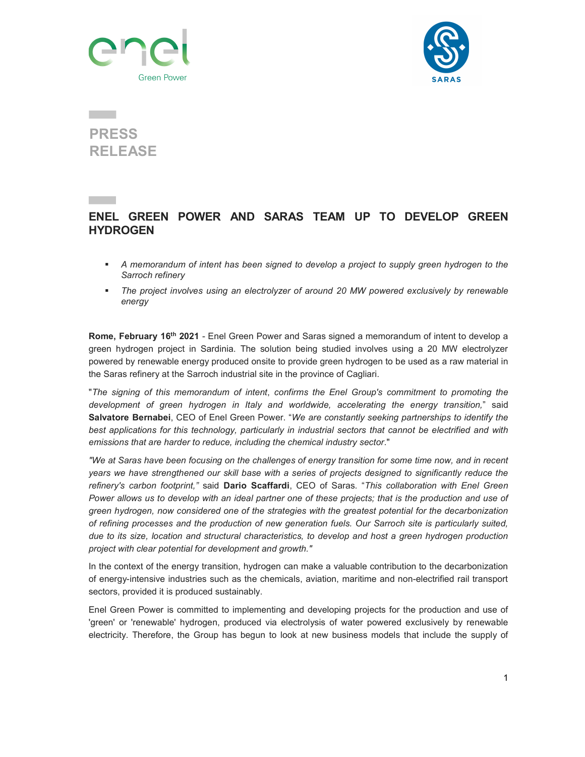PRESS RELEASE

# ENEL GREEN POWER AND SARAS TEAM UP TO DEVELOP GREEN HYDROGEN

- *A memorandum of intent has been signed to develop a project to supply green hydrogen to the Sarroch refinery*
- *The project involves using an electrolyzer of around 20 MW powered exclusively by renewable energy*

**Rome, February 16th 2021** - Enel Green Power and Saras signed a memorandum of intent to develop a green hydrogen project in Sardinia. The solution being studied involves using a 20 MW electrolyzer powered by renewable energy produced onsite to provide green hydrogen to be used as a raw material in the Saras refinery at the Sarroch industrial site in the province of Cagliari.

"*The signing of this memorandum of intent*, *confirms the Enel Group's commitment to promoting the development of green hydrogen in Italy and worldwide, accelerating the energy transition,*" said **Salvatore Bernabei**, CEO of Enel Green Power. "*We are constantly seeking partnerships to identify the best applications for this technology, particularly in industrial sectors that cannot be electrified and with emissions that are harder to reduce, including the chemical industry sector*."

*"We at Saras have been focusing on the challenges of energy transition for some time now, and in recent years we have strengthened our skill base with a series of projects designed to significantly reduce the refinery's carbon footprint,"* said **Dario Scaffardi**, CEO of Saras. "*This collaboration with Enel Green Power allows us to develop with an ideal partner one of these projects; that is the production and use of green hydrogen, now considered one of the strategies with the greatest potential for the decarbonization of refining processes and the production of new generation fuels. Our Sarroch site is particularly suited, due to its size, location and structural characteristics, to develop and host a green hydrogen production project with clear potential for development and growth."*

In the context of the energy transition, hydrogen can make a valuable contribution to the decarbonization of energy-intensive industries such as the chemicals, aviation, maritime and non-electrified rail transport sectors, provided it is produced sustainably.

Enel Green Power is committed to implementing and developing projects for the production and use of 'green' or 'renewable' hydrogen, produced via electrolysis of water powered exclusively by renewable electricity. Therefore, the Group has begun to look at new business models that include the supply of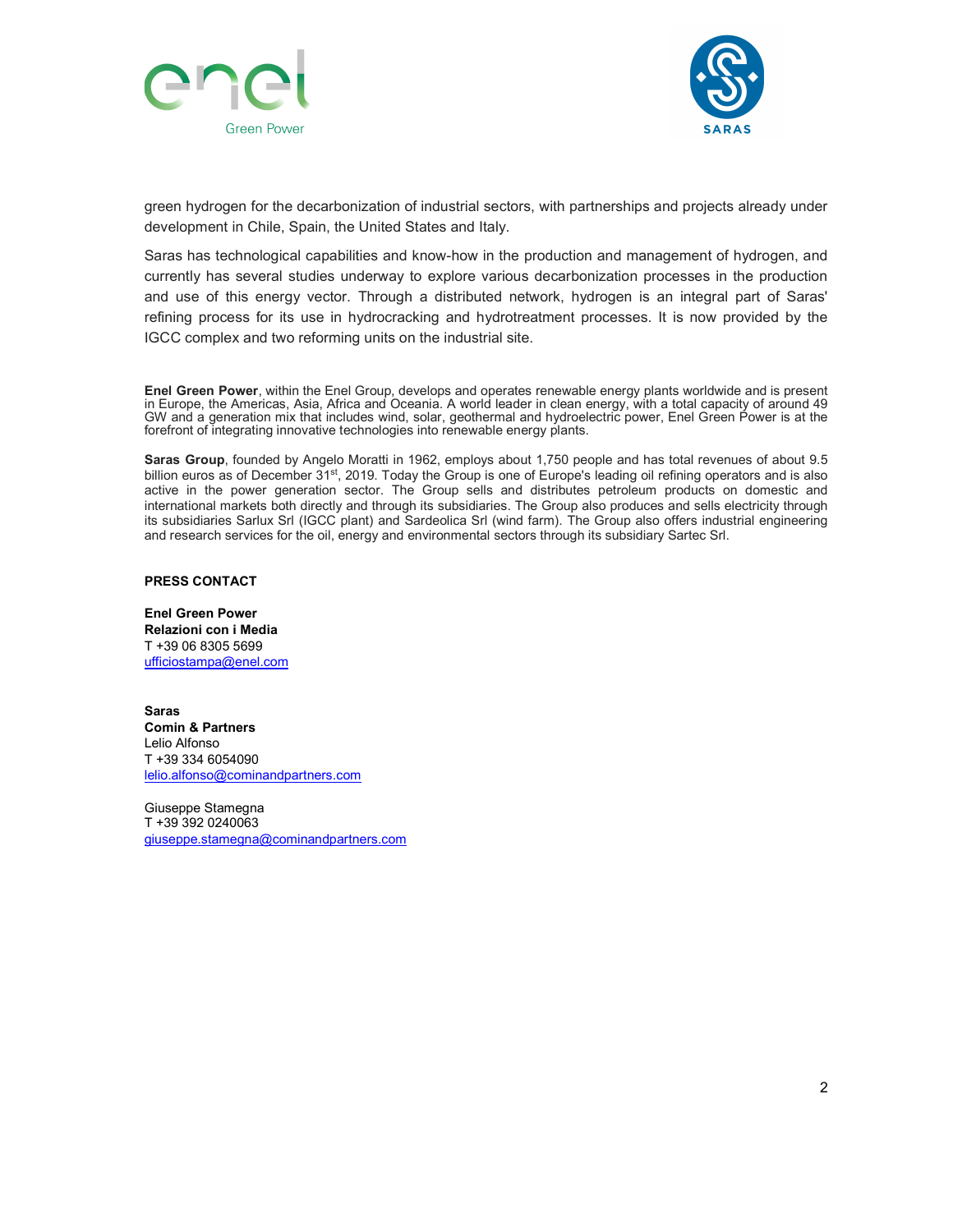green hydrogen for the decarbonization of industrial sectors, with partnerships and projects already under development in Chile, Spain, the United States and Italy.

Saras has technological capabilities and know-how in the production and management of hydrogen, and currently has several studies underway to explore various decarbonization processes in the production and use of this energy vector. Through a distributed network, hydrogen is an integral part of Saras' refining process for its use in hydrocracking and hydrotreatment processes. It is now provided by the IGCC complex and two reforming units on the industrial site.

**Enel Green Power**, within the Enel Group, develops and operates renewable energy plants worldwide and is present in Europe, the Americas, Asia, Africa and Oceania. A world leader in clean energy, with a total capacity of around 49 GW and a generation mix that includes wind, solar, geothermal and hydroelectric power, Enel Green Power is at the forefront of integrating innovative technologies into renewable energy plants.

**Saras Group**, founded by Angelo Moratti in 1962, employs about 1,750 people and has total revenues of about 9.5 billion euros as of December 31st, 2019. Today the Group is one of Europe's leading oil refining operators and is also active in the power generation sector. The Group sells and distributes petroleum products on domestic and international markets both directly and through its subsidiaries. The Group also produces and sells electricity through its subsidiaries Sarlux Srl (IGCC plant) and Sardeolica Srl (wind farm). The Group also offers industrial engineering and research services for the oil, energy and environmental sectors through its subsidiary Sartec Srl.

**PRESS CONTACT**

**Enel Green Power**
**Relazioni con i Media**
T +39 06 8305 5699
ufficiostampa@enel.com

**Saras**
**Comin & Partners**
Lelio Alfonso
T +39 334 6054090
lelio.alfonso@cominandpartners.com

Giuseppe Stamegna
T +39 392 0240063
giuseppe.stamegna@cominandpartners.com